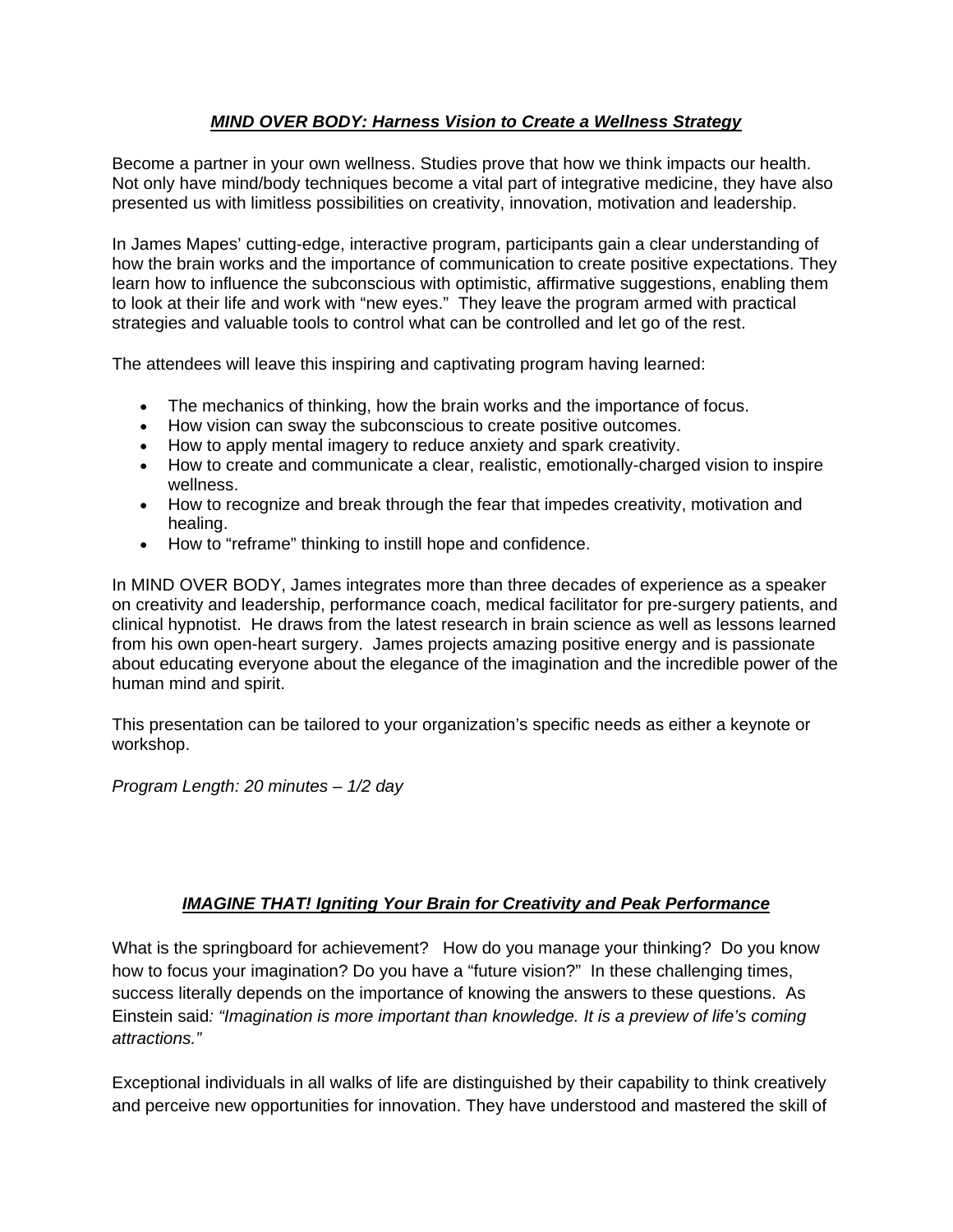## ***MIND OVER BODY: Harness Vision to Create a Wellness Strategy***

Become a partner in your own wellness. Studies prove that how we think impacts our health. Not only have mind/body techniques become a vital part of integrative medicine, they have also presented us with limitless possibilities on creativity, innovation, motivation and leadership.

In James Mapes' cutting-edge, interactive program, participants gain a clear understanding of how the brain works and the importance of communication to create positive expectations. They learn how to influence the subconscious with optimistic, affirmative suggestions, enabling them to look at their life and work with "new eyes." They leave the program armed with practical strategies and valuable tools to control what can be controlled and let go of the rest.

The attendees will leave this inspiring and captivating program having learned:

- The mechanics of thinking, how the brain works and the importance of focus.
- How vision can sway the subconscious to create positive outcomes.
- How to apply mental imagery to reduce anxiety and spark creativity.
- How to create and communicate a clear, realistic, emotionally-charged vision to inspire wellness.
- How to recognize and break through the fear that impedes creativity, motivation and healing.
- How to "reframe" thinking to instill hope and confidence.

In MIND OVER BODY, James integrates more than three decades of experience as a speaker on creativity and leadership, performance coach, medical facilitator for pre-surgery patients, and clinical hypnotist. He draws from the latest research in brain science as well as lessons learned from his own open-heart surgery. James projects amazing positive energy and is passionate about educating everyone about the elegance of the imagination and the incredible power of the human mind and spirit.

This presentation can be tailored to your organization's specific needs as either a keynote or workshop.

*Program Length: 20 minutes – 1/2 day*

## ***IMAGINE THAT! Igniting Your Brain for Creativity and Peak Performance***

What is the springboard for achievement? How do you manage your thinking? Do you know how to focus your imagination? Do you have a "future vision?" In these challenging times, success literally depends on the importance of knowing the answers to these questions. As Einstein said*: "Imagination is more important than knowledge. It is a preview of life's coming attractions."*

Exceptional individuals in all walks of life are distinguished by their capability to think creatively and perceive new opportunities for innovation. They have understood and mastered the skill of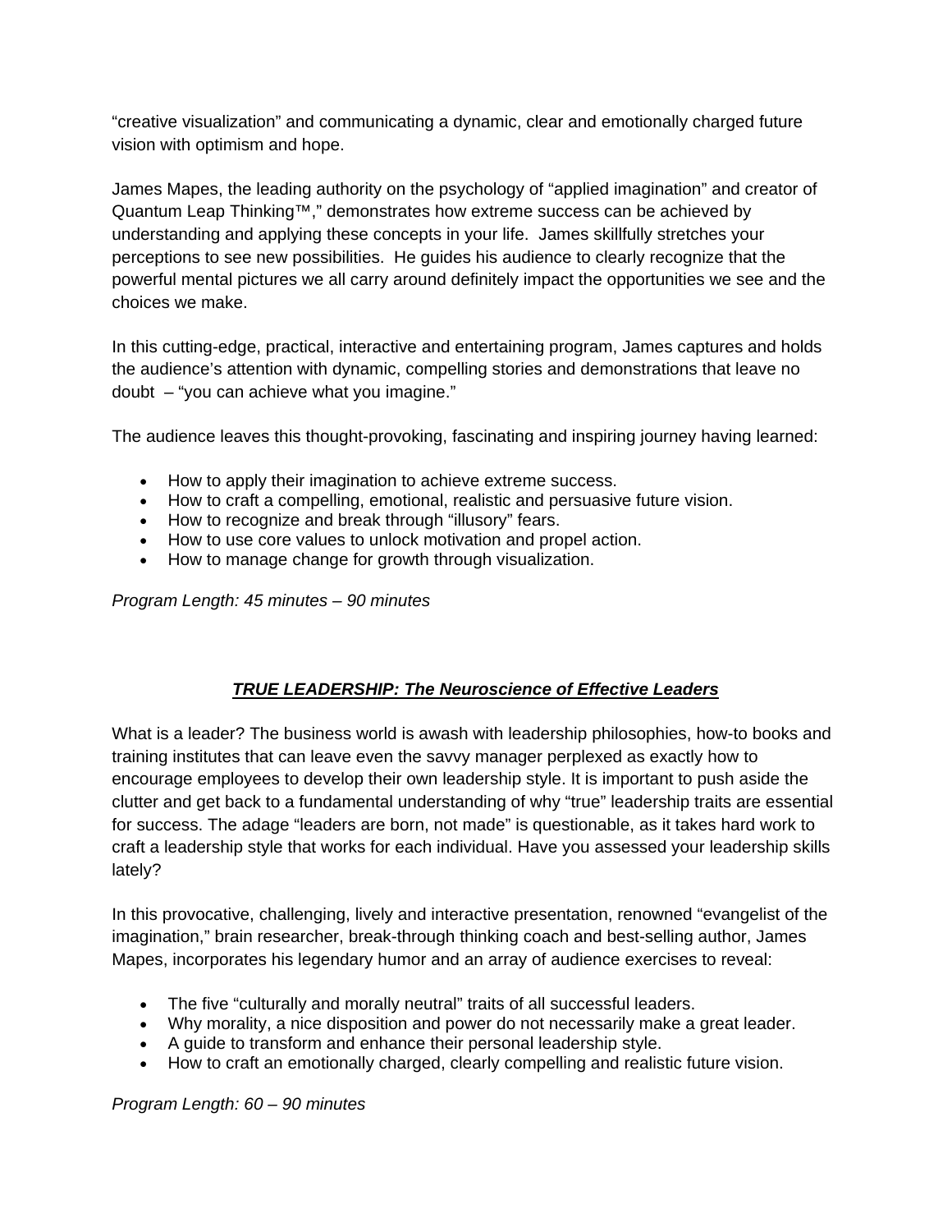"creative visualization" and communicating a dynamic, clear and emotionally charged future vision with optimism and hope.

James Mapes, the leading authority on the psychology of "applied imagination" and creator of Quantum Leap Thinking™," demonstrates how extreme success can be achieved by understanding and applying these concepts in your life. James skillfully stretches your perceptions to see new possibilities. He guides his audience to clearly recognize that the powerful mental pictures we all carry around definitely impact the opportunities we see and the choices we make.

In this cutting-edge, practical, interactive and entertaining program, James captures and holds the audience's attention with dynamic, compelling stories and demonstrations that leave no doubt – "you can achieve what you imagine."

The audience leaves this thought-provoking, fascinating and inspiring journey having learned:

- How to apply their imagination to achieve extreme success.
- How to craft a compelling, emotional, realistic and persuasive future vision.
- How to recognize and break through "illusory" fears.
- How to use core values to unlock motivation and propel action.
- How to manage change for growth through visualization.

*Program Length: 45 minutes – 90 minutes*

## ***TRUE LEADERSHIP: The Neuroscience of Effective Leaders***

What is a leader? The business world is awash with leadership philosophies, how-to books and training institutes that can leave even the savvy manager perplexed as exactly how to encourage employees to develop their own leadership style. It is important to push aside the clutter and get back to a fundamental understanding of why "true" leadership traits are essential for success. The adage "leaders are born, not made" is questionable, as it takes hard work to craft a leadership style that works for each individual. Have you assessed your leadership skills lately?

In this provocative, challenging, lively and interactive presentation, renowned "evangelist of the imagination," brain researcher, break-through thinking coach and best-selling author, James Mapes, incorporates his legendary humor and an array of audience exercises to reveal:

- The five "culturally and morally neutral" traits of all successful leaders.
- Why morality, a nice disposition and power do not necessarily make a great leader.
- A guide to transform and enhance their personal leadership style.
- How to craft an emotionally charged, clearly compelling and realistic future vision.

*Program Length: 60 – 90 minutes*